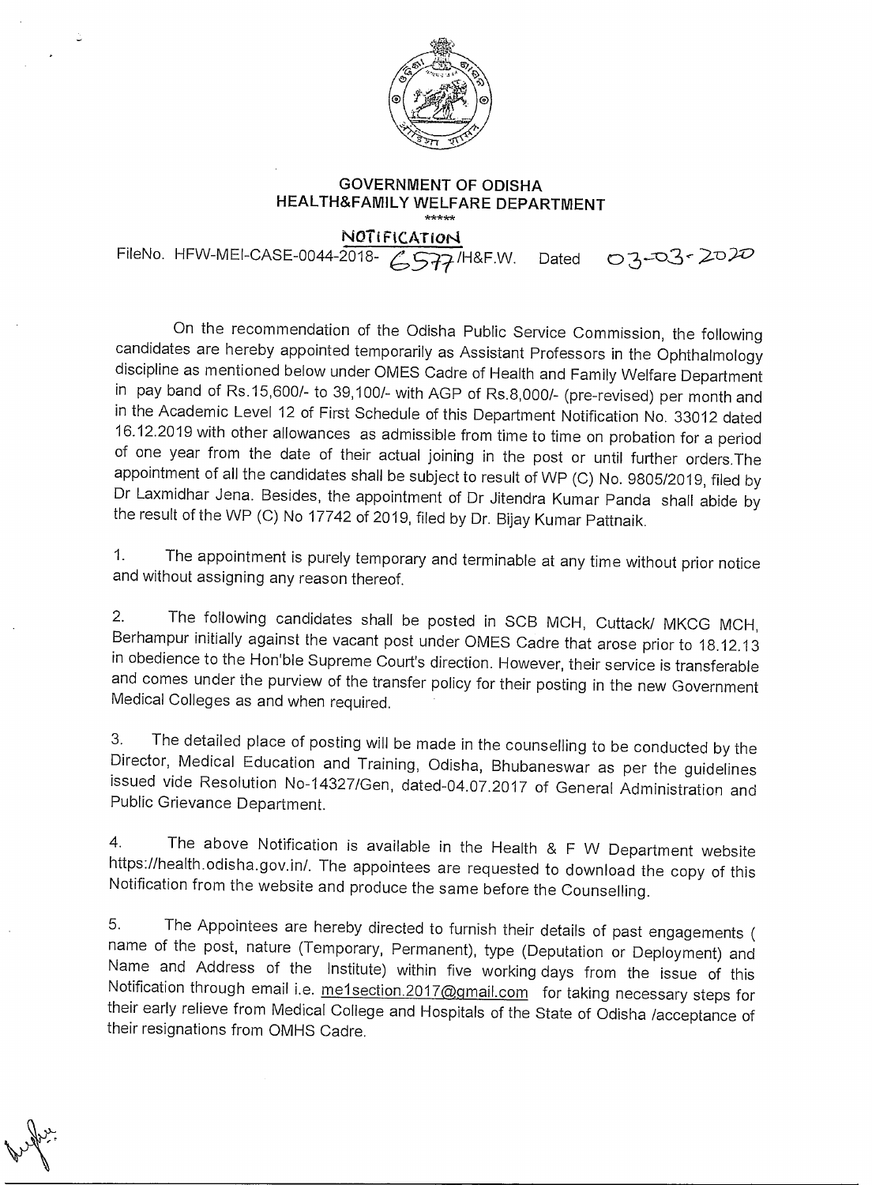# GOVERNMENT OF ODISHA
## HEALTH&FAMILY WELFARE DEPARTMENT

\*\*\*\*\*

**NOTIFICATION**

FileNo. HFW-MEI-CASE-0044-2018- 6577/H&F.W. Dated 03-03-2020

On the recommendation of the Odisha Public Service Commission, the following candidates are hereby appointed temporarily as Assistant Professors in the Ophthalmology discipline as mentioned below under OMES Cadre of Health and Family Welfare Department in pay band of Rs.15,600/- to 39,100/- with AGP of Rs.8,000/- (pre-revised) per month and in the Academic Level 12 of First Schedule of this Department Notification No. 33012 dated 16.12.2019 with other allowances as admissible from time to time on probation for a period of one year from the date of their actual joining in the post or until further orders.The appointment of all the candidates shall be subject to result of WP (C) No. 9805/2019, filed by Dr Laxmidhar Jena. Besides, the appointment of Dr Jitendra Kumar Panda shall abide by the result of the WP (C) No 17742 of 2019, filed by Dr. Bijay Kumar Pattnaik.

1. The appointment is purely temporary and terminable at any time without prior notice and without assigning any reason thereof.

2. The following candidates shall be posted in SCB MCH, Cuttack/ MKCG MCH, Berhampur initially against the vacant post under OMES Cadre that arose prior to 18.12.13 in obedience to the Hon'ble Supreme Court's direction. However, their service is transferable and comes under the purview of the transfer policy for their posting in the new Government Medical Colleges as and when required.

3. The detailed place of posting will be made in the counselling to be conducted by the Director, Medical Education and Training, Odisha, Bhubaneswar as per the guidelines issued vide Resolution No-14327/Gen, dated-04.07.2017 of General Administration and Public Grievance Department.

4. The above Notification is available in the Health & F W Department website https://health.odisha.gov.in/. The appointees are requested to download the copy of this Notification from the website and produce the same before the Counselling.

5. The Appointees are hereby directed to furnish their details of past engagements ( name of the post, nature (Temporary, Permanent), type (Deputation or Deployment) and Name and Address of the Institute) within five working days from the issue of this Notification through email i.e. me1section.2017@gmail.com for taking necessary steps for their early relieve from Medical College and Hospitals of the State of Odisha /acceptance of their resignations from OMHS Cadre.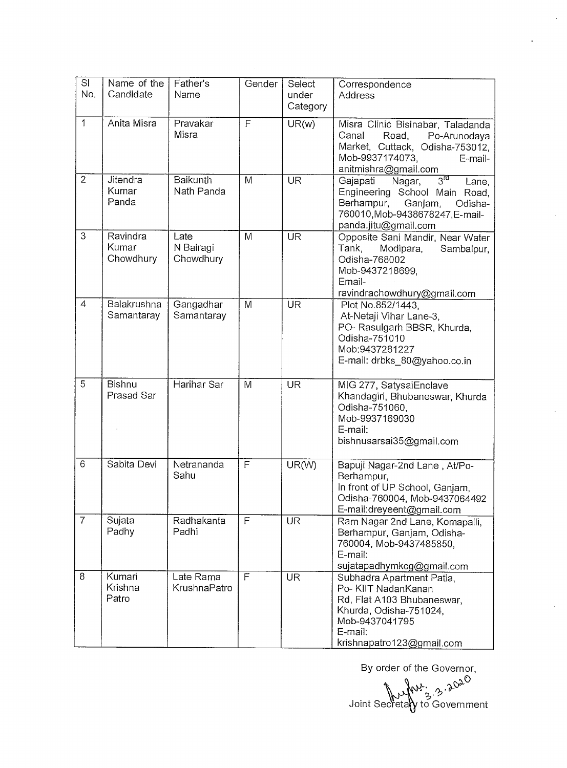| Sl No. | Name of the Candidate | Father's Name | Gender | Select under Category | Correspondence Address |
|---|---|---|---|---|---|
| 1 | Anita Misra | Pravakar Misra | F | UR(w) | Misra Clinic Bisinabar, Taladanda Canal Road, Po-Arunodaya Market, Cuttack, Odisha-753012, Mob-9937174073, E-mail-anitmishra@gmail.com |
| 2 | Jitendra Kumar Panda | Baikunth Nath Panda | M | UR | Gajapati Nagar, 3rd Lane, Engineering School Main Road, Berhampur, Ganjam, Odisha-760010,Mob-9438678247,E-mail-panda.jitu@gmail.com |
| 3 | Ravindra Kumar Chowdhury | Late N Bairagi Chowdhury | M | UR | Opposite Sani Mandir, Near Water Tank, Modipara, Sambalpur, Odisha-768002 Mob-9437218699, Email-ravindrachowdhury@gmail.com |
| 4 | Balakrushna Samantaray | Gangadhar Samantaray | M | UR | Plot No.852/1443, At-Netaji Vihar Lane-3, PO- Rasulgarh BBSR, Khurda, Odisha-751010 Mob:9437281227 E-mail: drbks_80@yahoo.co.in |
| 5 | Bishnu Prasad Sar | Harihar Sar | M | UR | MIG 277, SatysaiEnclave Khandagiri, Bhubaneswar, Khurda Odisha-751060, Mob-9937169030 E-mail: bishnusarsai35@gmail.com |
| 6 | Sabita Devi | Netrananda Sahu | F | UR(W) | Bapuji Nagar-2nd Lane , At/Po-Berhampur, In front of UP School, Ganjam, Odisha-760004, Mob-9437064492 E-mail:dreyeent@gmail.com |
| 7 | Sujata Padhy | Radhakanta Padhi | F | UR | Ram Nagar 2nd Lane, Komapalli, Berhampur, Ganjam, Odisha-760004, Mob-9437485850, E-mail: sujatapadhymkcg@gmail.com |
| 8 | Kumari Krishna Patro | Late Rama KrushnaPatro | F | UR | Subhadra Apartment Patia, Po- KIIT NadanKanan Rd, Flat A103 Bhubaneswar, Khurda, Odisha-751024, Mob-9437041795 E-mail: krishnapatro123@gmail.com |

By order of the Governor,

3.3.2020

Joint Secretary to Government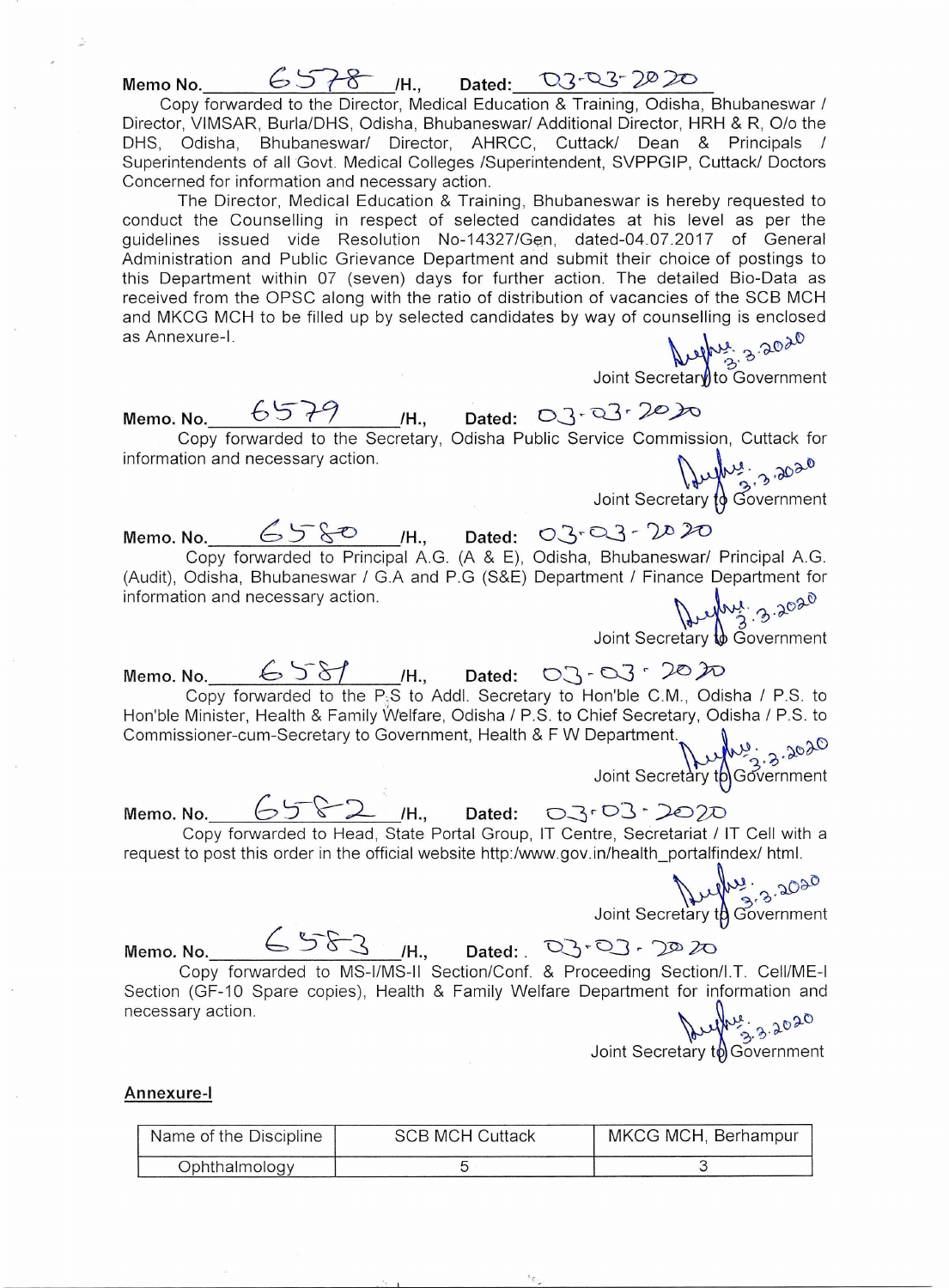**Memo No.** 6578 **/H., Dated:** 03-03-2020

Copy forwarded to the Director, Medical Education & Training, Odisha, Bhubaneswar / Director, VIMSAR, Burla/DHS, Odisha, Bhubaneswar/ Additional Director, HRH & R, O/o the DHS, Odisha, Bhubaneswar/ Director, AHRCC, Cuttack/ Dean & Principals / Superintendents of all Govt. Medical Colleges /Superintendent, SVPPGIP, Cuttack/ Doctors Concerned for information and necessary action.

The Director, Medical Education & Training, Bhubaneswar is hereby requested to conduct the Counselling in respect of selected candidates at his level as per the guidelines issued vide Resolution No-14327/Gen, dated-04.07.2017 of General Administration and Public Grievance Department and submit their choice of postings to this Department within 07 (seven) days for further action. The detailed Bio-Data as received from the OPSC along with the ratio of distribution of vacancies of the SCB MCH and MKCG MCH to be filled up by selected candidates by way of counselling is enclosed as Annexure-I.

3.3.2020
Joint Secretary to Government

**Memo. No.** 6579 **/H., Dated:** 03-03-2020

Copy forwarded to the Secretary, Odisha Public Service Commission, Cuttack for information and necessary action.

3.3.2020
Joint Secretary to Government

**Memo. No.** 6580 **/H., Dated:** 03-03-2020

Copy forwarded to Principal A.G. (A & E), Odisha, Bhubaneswar/ Principal A.G. (Audit), Odisha, Bhubaneswar / G.A and P.G (S&E) Department / Finance Department for information and necessary action.

3.3.2020
Joint Secretary to Government

**Memo. No.** 6581 **/H., Dated:** 03-03-2020

Copy forwarded to the P.S to Addl. Secretary to Hon'ble C.M., Odisha / P.S. to Hon'ble Minister, Health & Family Welfare, Odisha / P.S. to Chief Secretary, Odisha / P.S. to Commissioner-cum-Secretary to Government, Health & F W Department.

3.3.2020
Joint Secretary to Government

**Memo. No.** 6582 **/H., Dated:** 03-03-2020

Copy forwarded to Head, State Portal Group, IT Centre, Secretariat / IT Cell with a request to post this order in the official website http:/www.gov.in/health_portalfindex/ html.

3.3.2020
Joint Secretary to Government

**Memo. No.** 6583 **/H., Dated:** 03-03-2020

Copy forwarded to MS-I/MS-II Section/Conf. & Proceeding Section/I.T. Cell/ME-I Section (GF-10 Spare copies), Health & Family Welfare Department for information and necessary action.

3.3.2020
Joint Secretary to Government

## Annexure-I

| Name of the Discipline | SCB MCH Cuttack | MKCG MCH, Berhampur |
|---|---|---|
| Ophthalmology | 5 | 3 |